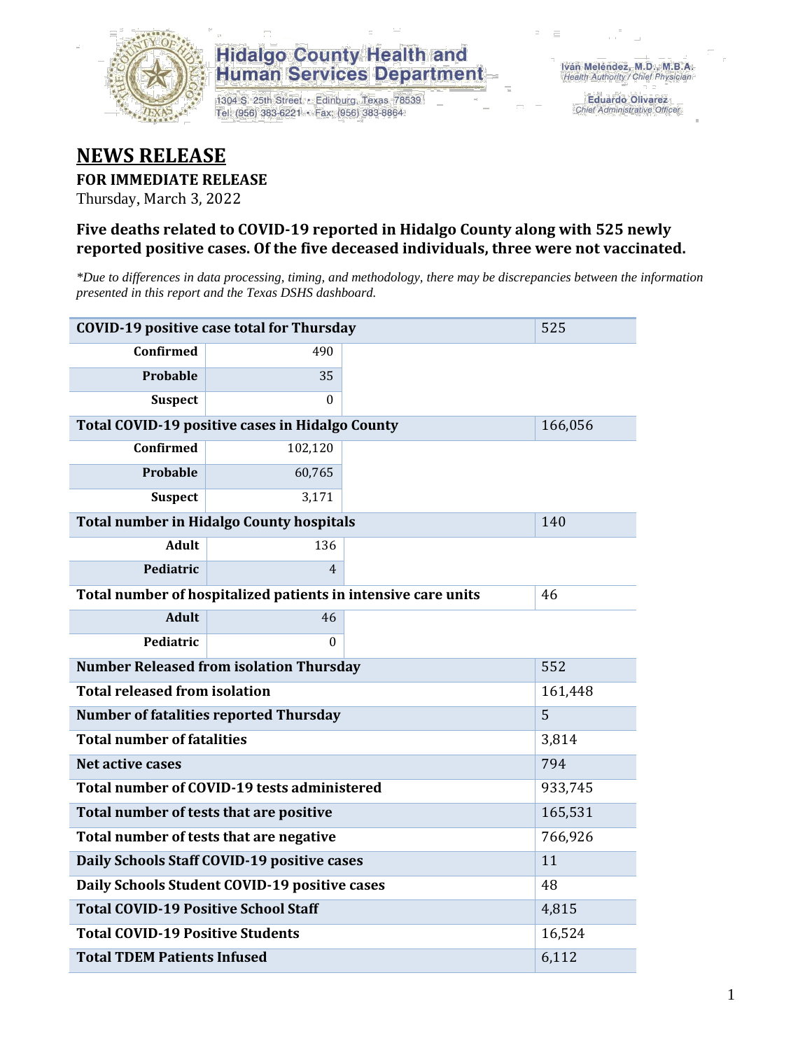**Hidalgo County Health and Human Services Department**

1304 S. 25th Street • Edinburg, Texas 78539
Tel: (956) 383-6221 • Fax: (956) 383-8864

Iván Meléndez, M.D., M.B.A.
*Health Authority / Chief Physician*

Eduardo Olivarez
*Chief Administrative Officer*

# NEWS RELEASE

**FOR IMMEDIATE RELEASE**

Thursday, March 3, 2022

### Five deaths related to COVID-19 reported in Hidalgo County along with 525 newly reported positive cases. Of the five deceased individuals, three were not vaccinated.

*\*Due to differences in data processing, timing, and methodology, there may be discrepancies between the information presented in this report and the Texas DSHS dashboard.*

| COVID-19 positive case total for Thursday | | | 525 |
|---|---|---|---|
| Confirmed | 490 | | |
| Probable | 35 | | |
| Suspect | 0 | | |
| **Total COVID-19 positive cases in Hidalgo County** | | | 166,056 |
| Confirmed | 102,120 | | |
| Probable | 60,765 | | |
| Suspect | 3,171 | | |
| **Total number in Hidalgo County hospitals** | | | 140 |
| Adult | 136 | | |
| Pediatric | 4 | | |
| **Total number of hospitalized patients in intensive care units** | | | 46 |
| Adult | 46 | | |
| Pediatric | 0 | | |
| **Number Released from isolation Thursday** | | | 552 |
| **Total released from isolation** | | | 161,448 |
| **Number of fatalities reported Thursday** | | | 5 |
| **Total number of fatalities** | | | 3,814 |
| **Net active cases** | | | 794 |
| **Total number of COVID-19 tests administered** | | | 933,745 |
| **Total number of tests that are positive** | | | 165,531 |
| **Total number of tests that are negative** | | | 766,926 |
| **Daily Schools Staff COVID-19 positive cases** | | | 11 |
| **Daily Schools Student COVID-19 positive cases** | | | 48 |
| **Total COVID-19 Positive School Staff** | | | 4,815 |
| **Total COVID-19 Positive Students** | | | 16,524 |
| **Total TDEM Patients Infused** | | | 6,112 |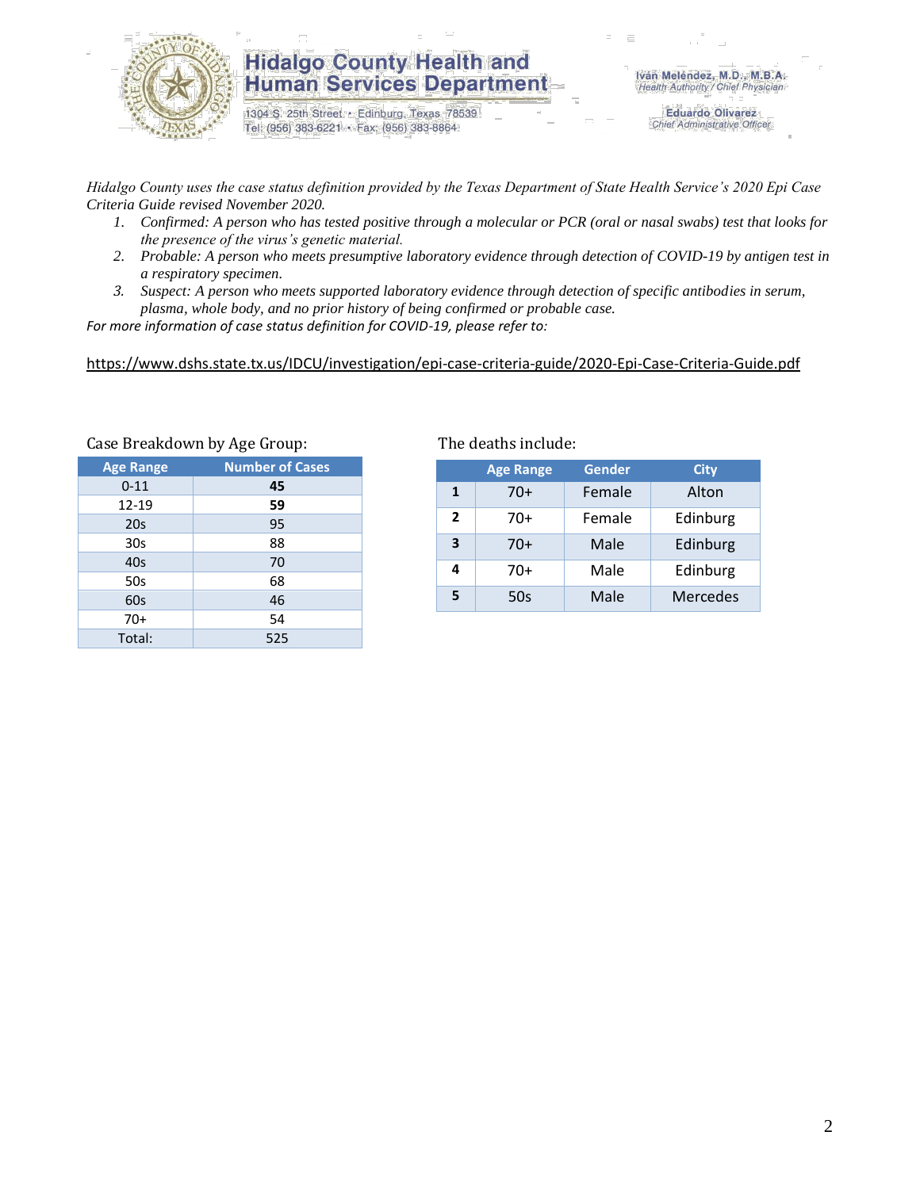*Hidalgo County uses the case status definition provided by the Texas Department of State Health Service's 2020 Epi Case Criteria Guide revised November 2020.*

1. *Confirmed: A person who has tested positive through a molecular or PCR (oral or nasal swabs) test that looks for the presence of the virus's genetic material.*
2. *Probable: A person who meets presumptive laboratory evidence through detection of COVID-19 by antigen test in a respiratory specimen.*
3. *Suspect: A person who meets supported laboratory evidence through detection of specific antibodies in serum, plasma, whole body, and no prior history of being confirmed or probable case.*

*For more information of case status definition for COVID-19, please refer to:*

https://www.dshs.state.tx.us/IDCU/investigation/epi-case-criteria-guide/2020-Epi-Case-Criteria-Guide.pdf

Case Breakdown by Age Group:

| Age Range | Number of Cases |
|---|---|
| 0-11 | **45** |
| 12-19 | **59** |
| 20s | 95 |
| 30s | 88 |
| 40s | 70 |
| 50s | 68 |
| 60s | 46 |
| 70+ | 54 |
| Total: | 525 |

The deaths include:

| | Age Range | Gender | City |
|---|---|---|---|
| **1** | 70+ | Female | Alton |
| **2** | 70+ | Female | Edinburg |
| **3** | 70+ | Male | Edinburg |
| **4** | 70+ | Male | Edinburg |
| **5** | 50s | Male | Mercedes |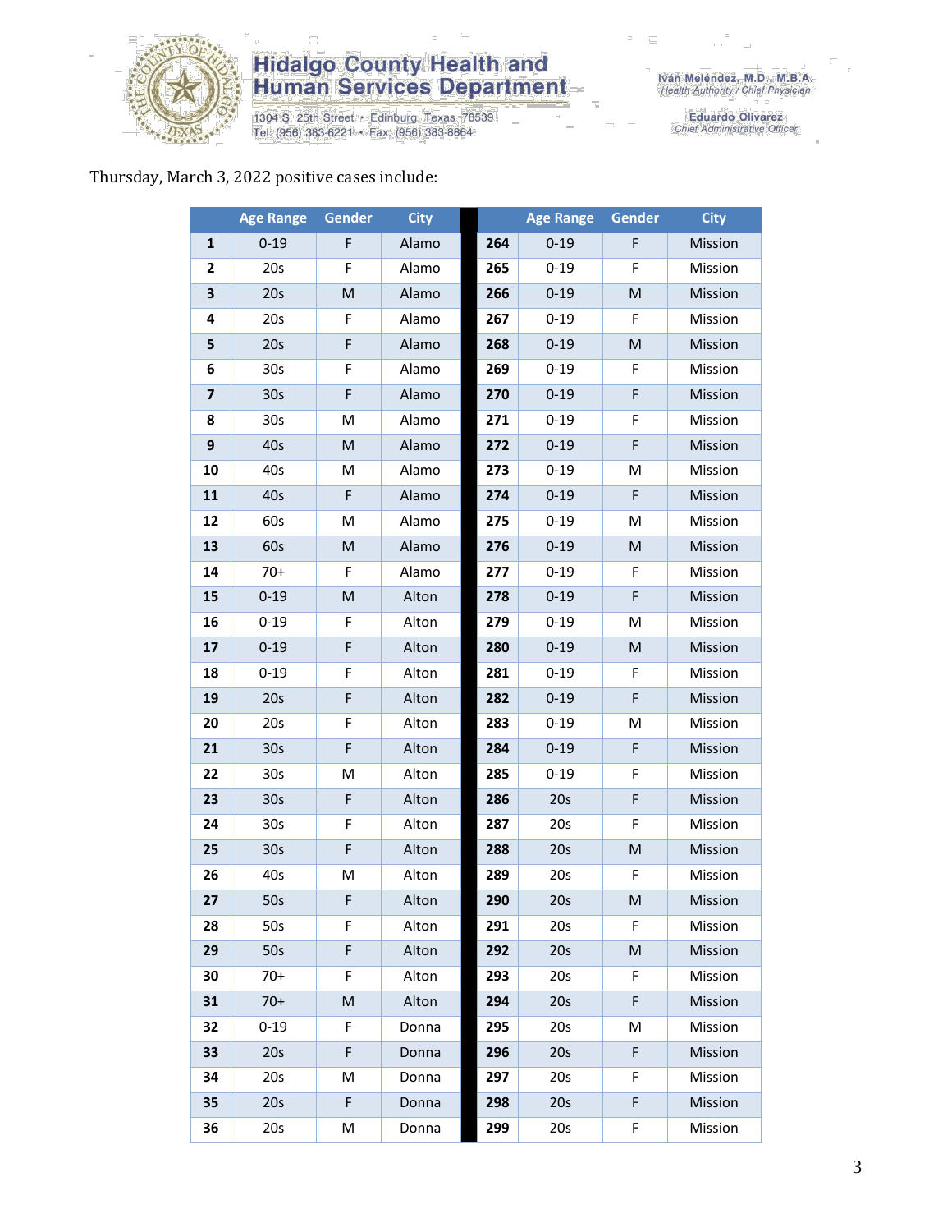Thursday, March 3, 2022 positive cases include:

| | Age Range | Gender | City | | Age Range | Gender | City |
|---|---|---|---|---|---|---|---|
| **1** | 0-19 | F | Alamo | **264** | 0-19 | F | Mission |
| **2** | 20s | F | Alamo | **265** | 0-19 | F | Mission |
| **3** | 20s | M | Alamo | **266** | 0-19 | M | Mission |
| **4** | 20s | F | Alamo | **267** | 0-19 | F | Mission |
| **5** | 20s | F | Alamo | **268** | 0-19 | M | Mission |
| **6** | 30s | F | Alamo | **269** | 0-19 | F | Mission |
| **7** | 30s | F | Alamo | **270** | 0-19 | F | Mission |
| **8** | 30s | M | Alamo | **271** | 0-19 | F | Mission |
| **9** | 40s | M | Alamo | **272** | 0-19 | F | Mission |
| **10** | 40s | M | Alamo | **273** | 0-19 | M | Mission |
| **11** | 40s | F | Alamo | **274** | 0-19 | F | Mission |
| **12** | 60s | M | Alamo | **275** | 0-19 | M | Mission |
| **13** | 60s | M | Alamo | **276** | 0-19 | M | Mission |
| **14** | 70+ | F | Alamo | **277** | 0-19 | F | Mission |
| **15** | 0-19 | M | Alton | **278** | 0-19 | F | Mission |
| **16** | 0-19 | F | Alton | **279** | 0-19 | M | Mission |
| **17** | 0-19 | F | Alton | **280** | 0-19 | M | Mission |
| **18** | 0-19 | F | Alton | **281** | 0-19 | F | Mission |
| **19** | 20s | F | Alton | **282** | 0-19 | F | Mission |
| **20** | 20s | F | Alton | **283** | 0-19 | M | Mission |
| **21** | 30s | F | Alton | **284** | 0-19 | F | Mission |
| **22** | 30s | M | Alton | **285** | 0-19 | F | Mission |
| **23** | 30s | F | Alton | **286** | 20s | F | Mission |
| **24** | 30s | F | Alton | **287** | 20s | F | Mission |
| **25** | 30s | F | Alton | **288** | 20s | M | Mission |
| **26** | 40s | M | Alton | **289** | 20s | F | Mission |
| **27** | 50s | F | Alton | **290** | 20s | M | Mission |
| **28** | 50s | F | Alton | **291** | 20s | F | Mission |
| **29** | 50s | F | Alton | **292** | 20s | M | Mission |
| **30** | 70+ | F | Alton | **293** | 20s | F | Mission |
| **31** | 70+ | M | Alton | **294** | 20s | F | Mission |
| **32** | 0-19 | F | Donna | **295** | 20s | M | Mission |
| **33** | 20s | F | Donna | **296** | 20s | F | Mission |
| **34** | 20s | M | Donna | **297** | 20s | F | Mission |
| **35** | 20s | F | Donna | **298** | 20s | F | Mission |
| **36** | 20s | M | Donna | **299** | 20s | F | Mission |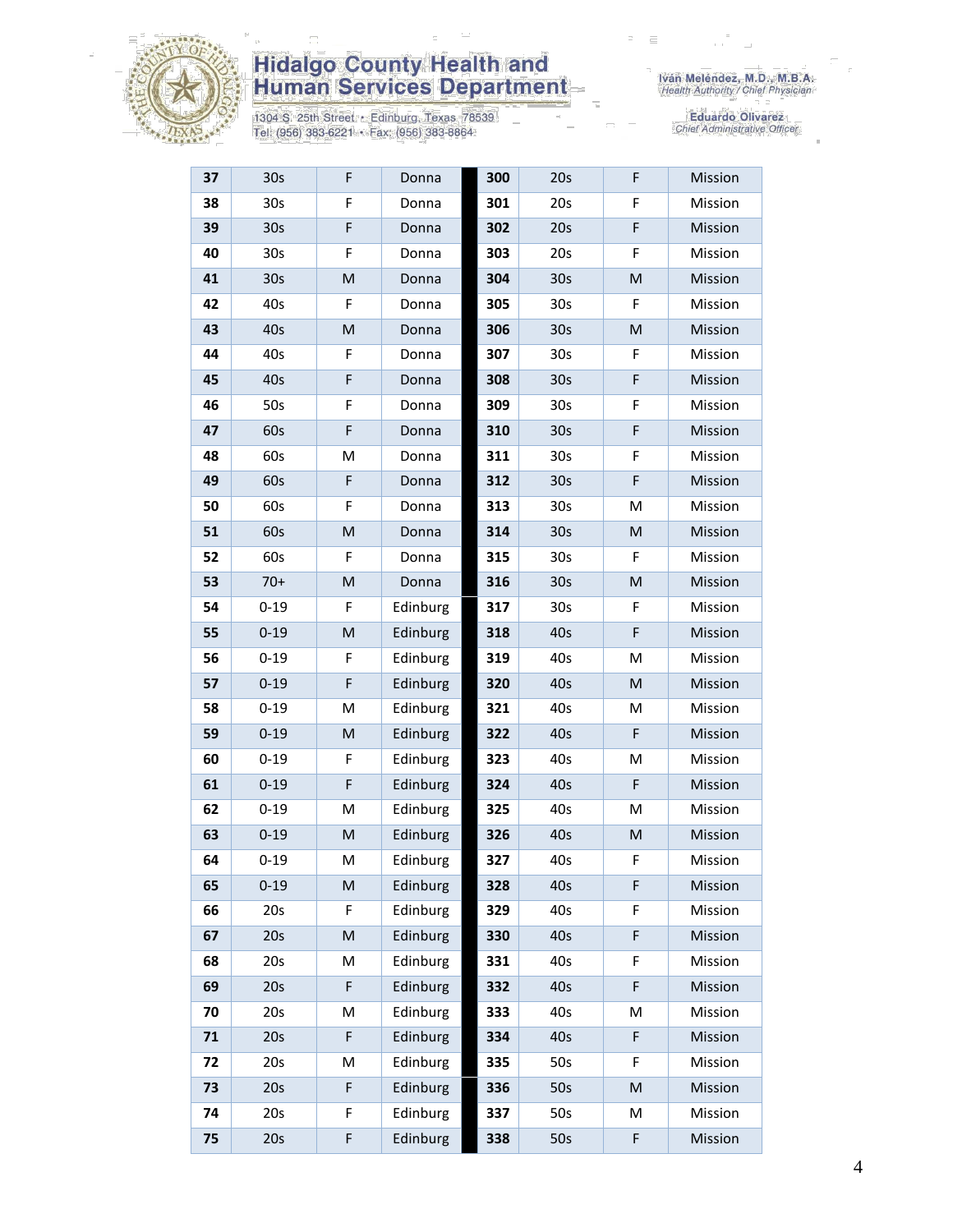| 37 | 30s | F | Donna | | 300 | 20s | F | Mission |
|---|---|---|---|---|---|---|---|---|
| 38 | 30s | F | Donna | | 301 | 20s | F | Mission |
| 39 | 30s | F | Donna | | 302 | 20s | F | Mission |
| 40 | 30s | F | Donna | | 303 | 20s | F | Mission |
| 41 | 30s | M | Donna | | 304 | 30s | M | Mission |
| 42 | 40s | F | Donna | | 305 | 30s | F | Mission |
| 43 | 40s | M | Donna | | 306 | 30s | M | Mission |
| 44 | 40s | F | Donna | | 307 | 30s | F | Mission |
| 45 | 40s | F | Donna | | 308 | 30s | F | Mission |
| 46 | 50s | F | Donna | | 309 | 30s | F | Mission |
| 47 | 60s | F | Donna | | 310 | 30s | F | Mission |
| 48 | 60s | M | Donna | | 311 | 30s | F | Mission |
| 49 | 60s | F | Donna | | 312 | 30s | F | Mission |
| 50 | 60s | F | Donna | | 313 | 30s | M | Mission |
| 51 | 60s | M | Donna | | 314 | 30s | M | Mission |
| 52 | 60s | F | Donna | | 315 | 30s | F | Mission |
| 53 | 70+ | M | Donna | | 316 | 30s | M | Mission |
| 54 | 0-19 | F | Edinburg | | 317 | 30s | F | Mission |
| 55 | 0-19 | M | Edinburg | | 318 | 40s | F | Mission |
| 56 | 0-19 | F | Edinburg | | 319 | 40s | M | Mission |
| 57 | 0-19 | F | Edinburg | | 320 | 40s | M | Mission |
| 58 | 0-19 | M | Edinburg | | 321 | 40s | M | Mission |
| 59 | 0-19 | M | Edinburg | | 322 | 40s | F | Mission |
| 60 | 0-19 | F | Edinburg | | 323 | 40s | M | Mission |
| 61 | 0-19 | F | Edinburg | | 324 | 40s | F | Mission |
| 62 | 0-19 | M | Edinburg | | 325 | 40s | M | Mission |
| 63 | 0-19 | M | Edinburg | | 326 | 40s | M | Mission |
| 64 | 0-19 | M | Edinburg | | 327 | 40s | F | Mission |
| 65 | 0-19 | M | Edinburg | | 328 | 40s | F | Mission |
| 66 | 20s | F | Edinburg | | 329 | 40s | F | Mission |
| 67 | 20s | M | Edinburg | | 330 | 40s | F | Mission |
| 68 | 20s | M | Edinburg | | 331 | 40s | F | Mission |
| 69 | 20s | F | Edinburg | | 332 | 40s | F | Mission |
| 70 | 20s | M | Edinburg | | 333 | 40s | M | Mission |
| 71 | 20s | F | Edinburg | | 334 | 40s | F | Mission |
| 72 | 20s | M | Edinburg | | 335 | 50s | F | Mission |
| 73 | 20s | F | Edinburg | | 336 | 50s | M | Mission |
| 74 | 20s | F | Edinburg | | 337 | 50s | M | Mission |
| 75 | 20s | F | Edinburg | | 338 | 50s | F | Mission |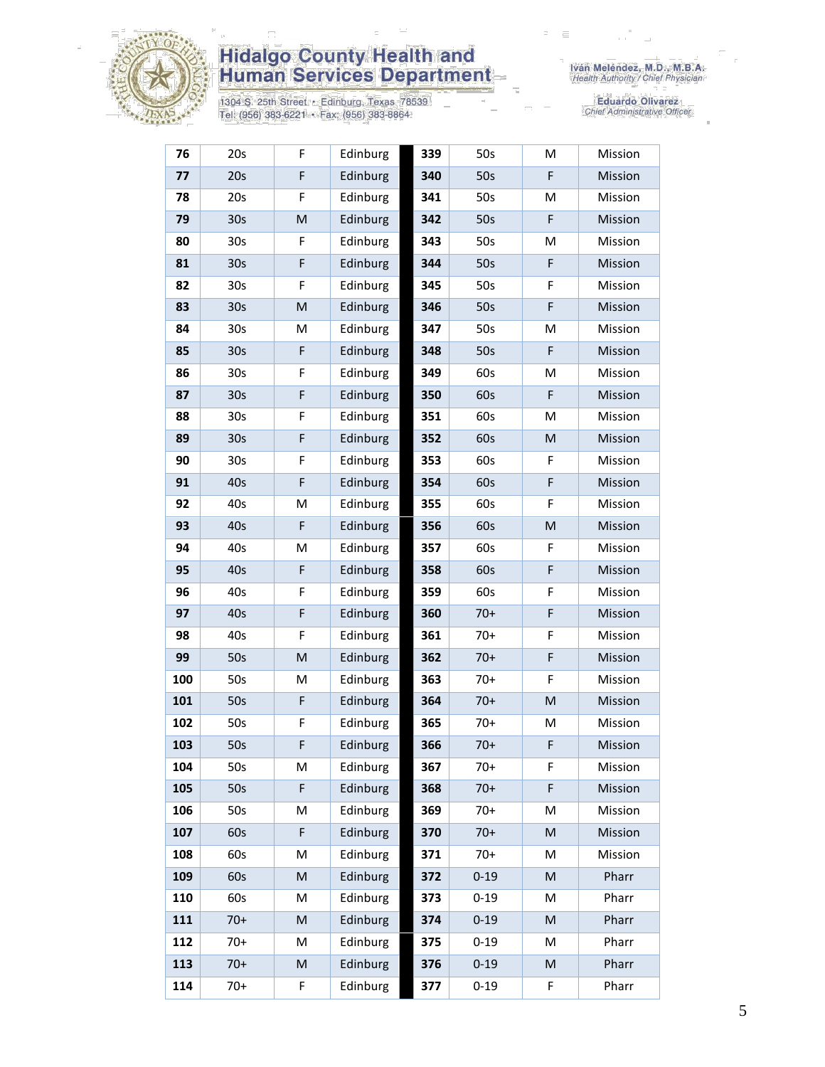| 76 | 20s | F | Edinburg |
|---|---|---|---|
| 77 | 20s | F | Edinburg |
| 78 | 20s | F | Edinburg |
| 79 | 30s | M | Edinburg |
| 80 | 30s | F | Edinburg |
| 81 | 30s | F | Edinburg |
| 82 | 30s | F | Edinburg |
| 83 | 30s | M | Edinburg |
| 84 | 30s | M | Edinburg |
| 85 | 30s | F | Edinburg |
| 86 | 30s | F | Edinburg |
| 87 | 30s | F | Edinburg |
| 88 | 30s | F | Edinburg |
| 89 | 30s | F | Edinburg |
| 90 | 30s | F | Edinburg |
| 91 | 40s | F | Edinburg |
| 92 | 40s | M | Edinburg |
| 93 | 40s | F | Edinburg |
| 94 | 40s | M | Edinburg |
| 95 | 40s | F | Edinburg |
| 96 | 40s | F | Edinburg |
| 97 | 40s | F | Edinburg |
| 98 | 40s | F | Edinburg |
| 99 | 50s | M | Edinburg |
| 100 | 50s | M | Edinburg |
| 101 | 50s | F | Edinburg |
| 102 | 50s | F | Edinburg |
| 103 | 50s | F | Edinburg |
| 104 | 50s | M | Edinburg |
| 105 | 50s | F | Edinburg |
| 106 | 50s | M | Edinburg |
| 107 | 60s | F | Edinburg |
| 108 | 60s | M | Edinburg |
| 109 | 60s | M | Edinburg |
| 110 | 60s | M | Edinburg |
| 111 | 70+ | M | Edinburg |
| 112 | 70+ | M | Edinburg |
| 113 | 70+ | M | Edinburg |
| 114 | 70+ | F | Edinburg |
| 339 | 50s | M | Mission |
| 340 | 50s | F | Mission |
| 341 | 50s | M | Mission |
| 342 | 50s | F | Mission |
| 343 | 50s | M | Mission |
| 344 | 50s | F | Mission |
| 345 | 50s | F | Mission |
| 346 | 50s | F | Mission |
| 347 | 50s | M | Mission |
| 348 | 50s | F | Mission |
| 349 | 60s | M | Mission |
| 350 | 60s | F | Mission |
| 351 | 60s | M | Mission |
| 352 | 60s | M | Mission |
| 353 | 60s | F | Mission |
| 354 | 60s | F | Mission |
| 355 | 60s | F | Mission |
| 356 | 60s | M | Mission |
| 357 | 60s | F | Mission |
| 358 | 60s | F | Mission |
| 359 | 60s | F | Mission |
| 360 | 70+ | F | Mission |
| 361 | 70+ | F | Mission |
| 362 | 70+ | F | Mission |
| 363 | 70+ | F | Mission |
| 364 | 70+ | M | Mission |
| 365 | 70+ | M | Mission |
| 366 | 70+ | F | Mission |
| 367 | 70+ | F | Mission |
| 368 | 70+ | F | Mission |
| 369 | 70+ | M | Mission |
| 370 | 70+ | M | Mission |
| 371 | 70+ | M | Mission |
| 372 | 0-19 | M | Pharr |
| 373 | 0-19 | M | Pharr |
| 374 | 0-19 | M | Pharr |
| 375 | 0-19 | M | Pharr |
| 376 | 0-19 | M | Pharr |
| 377 | 0-19 | F | Pharr |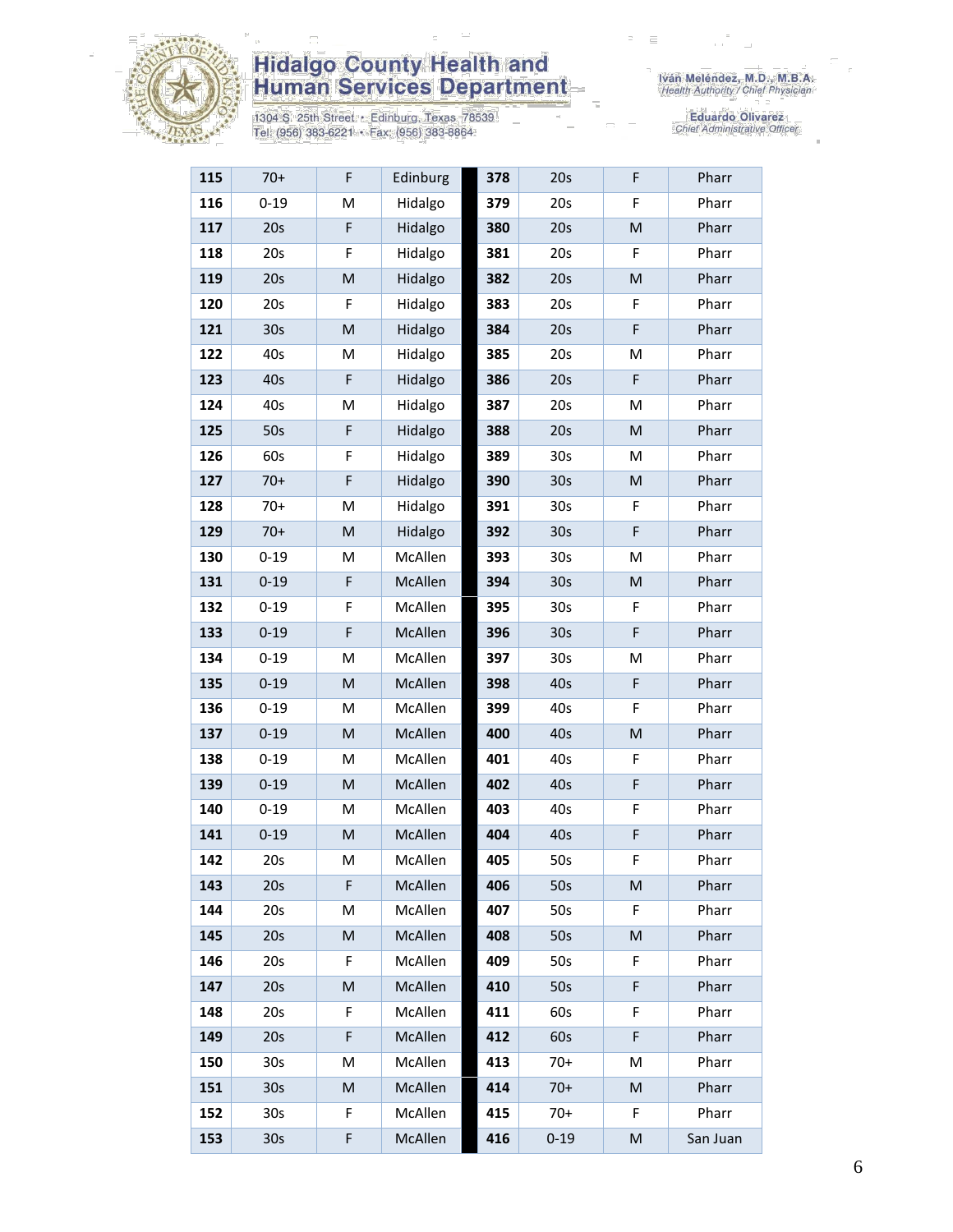| 115 | 70+ | F | Edinburg | | 378 | 20s | F | Pharr |
|---|---|---|---|---|---|---|---|---|
| 116 | 0-19 | M | Hidalgo | | 379 | 20s | F | Pharr |
| 117 | 20s | F | Hidalgo | | 380 | 20s | M | Pharr |
| 118 | 20s | F | Hidalgo | | 381 | 20s | F | Pharr |
| 119 | 20s | M | Hidalgo | | 382 | 20s | M | Pharr |
| 120 | 20s | F | Hidalgo | | 383 | 20s | F | Pharr |
| 121 | 30s | M | Hidalgo | | 384 | 20s | F | Pharr |
| 122 | 40s | M | Hidalgo | | 385 | 20s | M | Pharr |
| 123 | 40s | F | Hidalgo | | 386 | 20s | F | Pharr |
| 124 | 40s | M | Hidalgo | | 387 | 20s | M | Pharr |
| 125 | 50s | F | Hidalgo | | 388 | 20s | M | Pharr |
| 126 | 60s | F | Hidalgo | | 389 | 30s | M | Pharr |
| 127 | 70+ | F | Hidalgo | | 390 | 30s | M | Pharr |
| 128 | 70+ | M | Hidalgo | | 391 | 30s | F | Pharr |
| 129 | 70+ | M | Hidalgo | | 392 | 30s | F | Pharr |
| 130 | 0-19 | M | McAllen | | 393 | 30s | M | Pharr |
| 131 | 0-19 | F | McAllen | | 394 | 30s | M | Pharr |
| 132 | 0-19 | F | McAllen | | 395 | 30s | F | Pharr |
| 133 | 0-19 | F | McAllen | | 396 | 30s | F | Pharr |
| 134 | 0-19 | M | McAllen | | 397 | 30s | M | Pharr |
| 135 | 0-19 | M | McAllen | | 398 | 40s | F | Pharr |
| 136 | 0-19 | M | McAllen | | 399 | 40s | F | Pharr |
| 137 | 0-19 | M | McAllen | | 400 | 40s | M | Pharr |
| 138 | 0-19 | M | McAllen | | 401 | 40s | F | Pharr |
| 139 | 0-19 | M | McAllen | | 402 | 40s | F | Pharr |
| 140 | 0-19 | M | McAllen | | 403 | 40s | F | Pharr |
| 141 | 0-19 | M | McAllen | | 404 | 40s | F | Pharr |
| 142 | 20s | M | McAllen | | 405 | 50s | F | Pharr |
| 143 | 20s | F | McAllen | | 406 | 50s | M | Pharr |
| 144 | 20s | M | McAllen | | 407 | 50s | F | Pharr |
| 145 | 20s | M | McAllen | | 408 | 50s | M | Pharr |
| 146 | 20s | F | McAllen | | 409 | 50s | F | Pharr |
| 147 | 20s | M | McAllen | | 410 | 50s | F | Pharr |
| 148 | 20s | F | McAllen | | 411 | 60s | F | Pharr |
| 149 | 20s | F | McAllen | | 412 | 60s | F | Pharr |
| 150 | 30s | M | McAllen | | 413 | 70+ | M | Pharr |
| 151 | 30s | M | McAllen | | 414 | 70+ | M | Pharr |
| 152 | 30s | F | McAllen | | 415 | 70+ | F | Pharr |
| 153 | 30s | F | McAllen | | 416 | 0-19 | M | San Juan |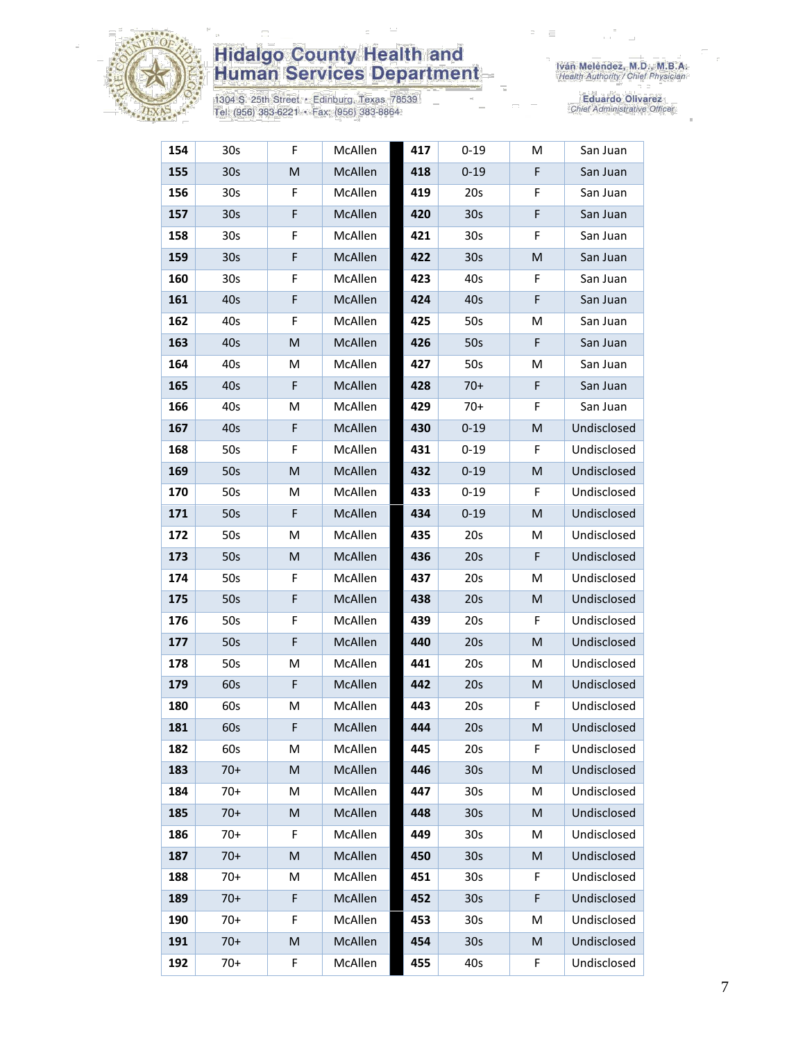| | | | | | | | |
|---|---|---|---|---|---|---|---|
| **154** | 30s | F | McAllen | **417** | 0-19 | M | San Juan |
| **155** | 30s | M | McAllen | **418** | 0-19 | F | San Juan |
| **156** | 30s | F | McAllen | **419** | 20s | F | San Juan |
| **157** | 30s | F | McAllen | **420** | 30s | F | San Juan |
| **158** | 30s | F | McAllen | **421** | 30s | F | San Juan |
| **159** | 30s | F | McAllen | **422** | 30s | M | San Juan |
| **160** | 30s | F | McAllen | **423** | 40s | F | San Juan |
| **161** | 40s | F | McAllen | **424** | 40s | F | San Juan |
| **162** | 40s | F | McAllen | **425** | 50s | M | San Juan |
| **163** | 40s | M | McAllen | **426** | 50s | F | San Juan |
| **164** | 40s | M | McAllen | **427** | 50s | M | San Juan |
| **165** | 40s | F | McAllen | **428** | 70+ | F | San Juan |
| **166** | 40s | M | McAllen | **429** | 70+ | F | San Juan |
| **167** | 40s | F | McAllen | **430** | 0-19 | M | Undisclosed |
| **168** | 50s | F | McAllen | **431** | 0-19 | F | Undisclosed |
| **169** | 50s | M | McAllen | **432** | 0-19 | M | Undisclosed |
| **170** | 50s | M | McAllen | **433** | 0-19 | F | Undisclosed |
| **171** | 50s | F | McAllen | **434** | 0-19 | M | Undisclosed |
| **172** | 50s | M | McAllen | **435** | 20s | M | Undisclosed |
| **173** | 50s | M | McAllen | **436** | 20s | F | Undisclosed |
| **174** | 50s | F | McAllen | **437** | 20s | M | Undisclosed |
| **175** | 50s | F | McAllen | **438** | 20s | M | Undisclosed |
| **176** | 50s | F | McAllen | **439** | 20s | F | Undisclosed |
| **177** | 50s | F | McAllen | **440** | 20s | M | Undisclosed |
| **178** | 50s | M | McAllen | **441** | 20s | M | Undisclosed |
| **179** | 60s | F | McAllen | **442** | 20s | M | Undisclosed |
| **180** | 60s | M | McAllen | **443** | 20s | F | Undisclosed |
| **181** | 60s | F | McAllen | **444** | 20s | M | Undisclosed |
| **182** | 60s | M | McAllen | **445** | 20s | F | Undisclosed |
| **183** | 70+ | M | McAllen | **446** | 30s | M | Undisclosed |
| **184** | 70+ | M | McAllen | **447** | 30s | M | Undisclosed |
| **185** | 70+ | M | McAllen | **448** | 30s | M | Undisclosed |
| **186** | 70+ | F | McAllen | **449** | 30s | M | Undisclosed |
| **187** | 70+ | M | McAllen | **450** | 30s | M | Undisclosed |
| **188** | 70+ | M | McAllen | **451** | 30s | F | Undisclosed |
| **189** | 70+ | F | McAllen | **452** | 30s | F | Undisclosed |
| **190** | 70+ | F | McAllen | **453** | 30s | M | Undisclosed |
| **191** | 70+ | M | McAllen | **454** | 30s | M | Undisclosed |
| **192** | 70+ | F | McAllen | **455** | 40s | F | Undisclosed |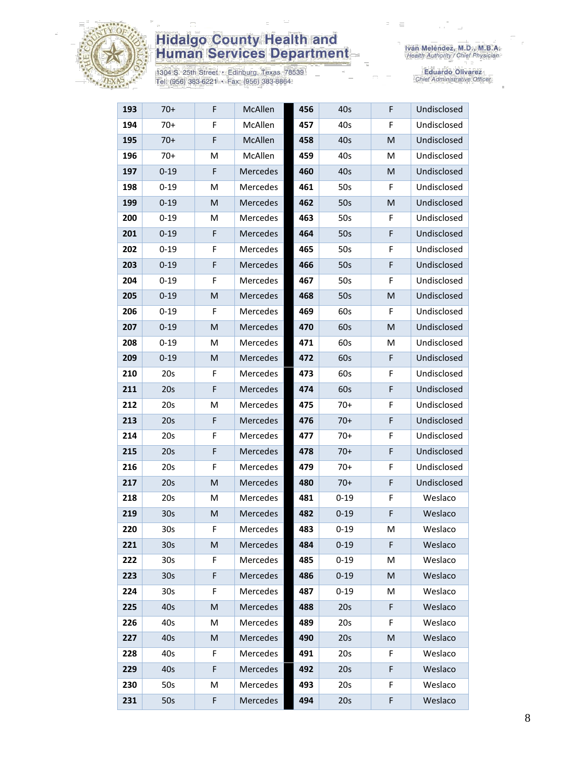| 193 | 70+ | F | McAllen | 456 | 40s | F | Undisclosed |
|---|---|---|---|---|---|---|---|
| 194 | 70+ | F | McAllen | 457 | 40s | F | Undisclosed |
| 195 | 70+ | F | McAllen | 458 | 40s | M | Undisclosed |
| 196 | 70+ | M | McAllen | 459 | 40s | M | Undisclosed |
| 197 | 0-19 | F | Mercedes | 460 | 40s | M | Undisclosed |
| 198 | 0-19 | M | Mercedes | 461 | 50s | F | Undisclosed |
| 199 | 0-19 | M | Mercedes | 462 | 50s | M | Undisclosed |
| 200 | 0-19 | M | Mercedes | 463 | 50s | F | Undisclosed |
| 201 | 0-19 | F | Mercedes | 464 | 50s | F | Undisclosed |
| 202 | 0-19 | F | Mercedes | 465 | 50s | F | Undisclosed |
| 203 | 0-19 | F | Mercedes | 466 | 50s | F | Undisclosed |
| 204 | 0-19 | F | Mercedes | 467 | 50s | F | Undisclosed |
| 205 | 0-19 | M | Mercedes | 468 | 50s | M | Undisclosed |
| 206 | 0-19 | F | Mercedes | 469 | 60s | F | Undisclosed |
| 207 | 0-19 | M | Mercedes | 470 | 60s | M | Undisclosed |
| 208 | 0-19 | M | Mercedes | 471 | 60s | M | Undisclosed |
| 209 | 0-19 | M | Mercedes | 472 | 60s | F | Undisclosed |
| 210 | 20s | F | Mercedes | 473 | 60s | F | Undisclosed |
| 211 | 20s | F | Mercedes | 474 | 60s | F | Undisclosed |
| 212 | 20s | M | Mercedes | 475 | 70+ | F | Undisclosed |
| 213 | 20s | F | Mercedes | 476 | 70+ | F | Undisclosed |
| 214 | 20s | F | Mercedes | 477 | 70+ | F | Undisclosed |
| 215 | 20s | F | Mercedes | 478 | 70+ | F | Undisclosed |
| 216 | 20s | F | Mercedes | 479 | 70+ | F | Undisclosed |
| 217 | 20s | M | Mercedes | 480 | 70+ | F | Undisclosed |
| 218 | 20s | M | Mercedes | 481 | 0-19 | F | Weslaco |
| 219 | 30s | M | Mercedes | 482 | 0-19 | F | Weslaco |
| 220 | 30s | F | Mercedes | 483 | 0-19 | M | Weslaco |
| 221 | 30s | M | Mercedes | 484 | 0-19 | F | Weslaco |
| 222 | 30s | F | Mercedes | 485 | 0-19 | M | Weslaco |
| 223 | 30s | F | Mercedes | 486 | 0-19 | M | Weslaco |
| 224 | 30s | F | Mercedes | 487 | 0-19 | M | Weslaco |
| 225 | 40s | M | Mercedes | 488 | 20s | F | Weslaco |
| 226 | 40s | M | Mercedes | 489 | 20s | F | Weslaco |
| 227 | 40s | M | Mercedes | 490 | 20s | M | Weslaco |
| 228 | 40s | F | Mercedes | 491 | 20s | F | Weslaco |
| 229 | 40s | F | Mercedes | 492 | 20s | F | Weslaco |
| 230 | 50s | M | Mercedes | 493 | 20s | F | Weslaco |
| 231 | 50s | F | Mercedes | 494 | 20s | F | Weslaco |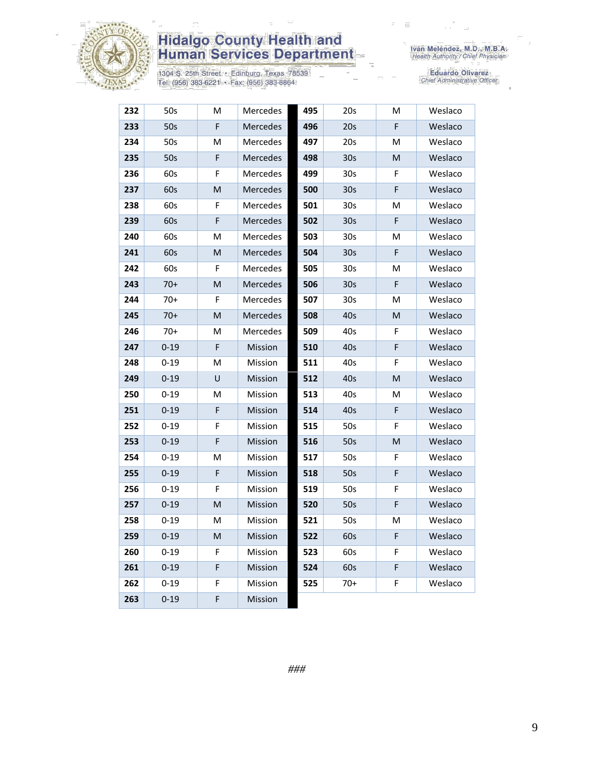| | | | | | | | |
|---|---|---|---|---|---|---|---|
| **232** | 50s | M | Mercedes | **495** | 20s | M | Weslaco |
| **233** | 50s | F | Mercedes | **496** | 20s | F | Weslaco |
| **234** | 50s | M | Mercedes | **497** | 20s | M | Weslaco |
| **235** | 50s | F | Mercedes | **498** | 30s | M | Weslaco |
| **236** | 60s | F | Mercedes | **499** | 30s | F | Weslaco |
| **237** | 60s | M | Mercedes | **500** | 30s | F | Weslaco |
| **238** | 60s | F | Mercedes | **501** | 30s | M | Weslaco |
| **239** | 60s | F | Mercedes | **502** | 30s | F | Weslaco |
| **240** | 60s | M | Mercedes | **503** | 30s | M | Weslaco |
| **241** | 60s | M | Mercedes | **504** | 30s | F | Weslaco |
| **242** | 60s | F | Mercedes | **505** | 30s | M | Weslaco |
| **243** | 70+ | M | Mercedes | **506** | 30s | F | Weslaco |
| **244** | 70+ | F | Mercedes | **507** | 30s | M | Weslaco |
| **245** | 70+ | M | Mercedes | **508** | 40s | M | Weslaco |
| **246** | 70+ | M | Mercedes | **509** | 40s | F | Weslaco |
| **247** | 0-19 | F | Mission | **510** | 40s | F | Weslaco |
| **248** | 0-19 | M | Mission | **511** | 40s | F | Weslaco |
| **249** | 0-19 | U | Mission | **512** | 40s | M | Weslaco |
| **250** | 0-19 | M | Mission | **513** | 40s | M | Weslaco |
| **251** | 0-19 | F | Mission | **514** | 40s | F | Weslaco |
| **252** | 0-19 | F | Mission | **515** | 50s | F | Weslaco |
| **253** | 0-19 | F | Mission | **516** | 50s | M | Weslaco |
| **254** | 0-19 | M | Mission | **517** | 50s | F | Weslaco |
| **255** | 0-19 | F | Mission | **518** | 50s | F | Weslaco |
| **256** | 0-19 | F | Mission | **519** | 50s | F | Weslaco |
| **257** | 0-19 | M | Mission | **520** | 50s | F | Weslaco |
| **258** | 0-19 | M | Mission | **521** | 50s | M | Weslaco |
| **259** | 0-19 | M | Mission | **522** | 60s | F | Weslaco |
| **260** | 0-19 | F | Mission | **523** | 60s | F | Weslaco |
| **261** | 0-19 | F | Mission | **524** | 60s | F | Weslaco |
| **262** | 0-19 | F | Mission | **525** | 70+ | F | Weslaco |
| **263** | 0-19 | F | Mission | | | | |

###